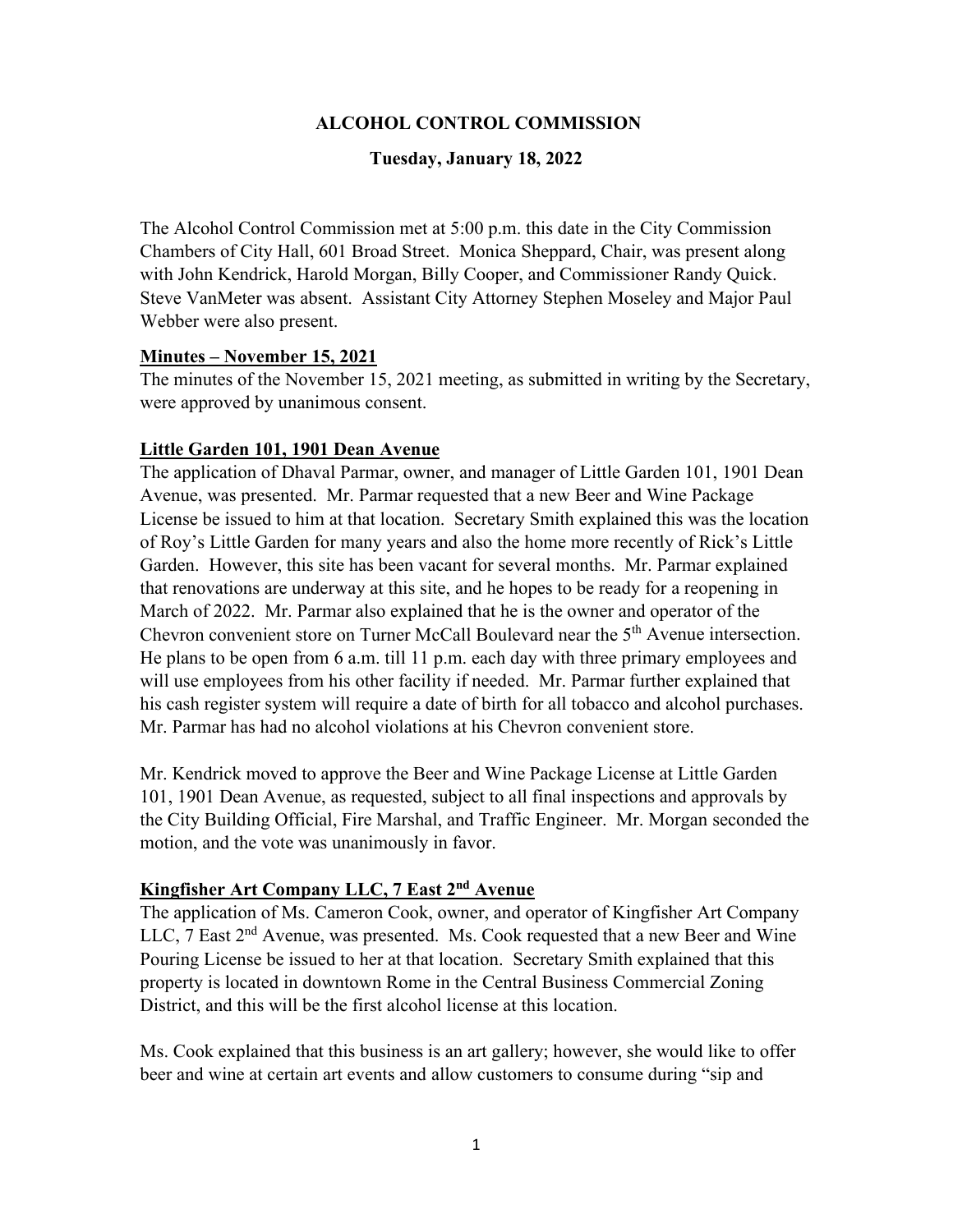# ALCOHOL CONTROL COMMISSION

## Tuesday, January 18, 2022

The Alcohol Control Commission met at 5:00 p.m. this date in the City Commission Chambers of City Hall, 601 Broad Street. Monica Sheppard, Chair, was present along with John Kendrick, Harold Morgan, Billy Cooper, and Commissioner Randy Quick. Steve VanMeter was absent. Assistant City Attorney Stephen Moseley and Major Paul Webber were also present.

**Minutes – November 15, 2021**

The minutes of the November 15, 2021 meeting, as submitted in writing by the Secretary, were approved by unanimous consent.

**Little Garden 101, 1901 Dean Avenue**

The application of Dhaval Parmar, owner, and manager of Little Garden 101, 1901 Dean Avenue, was presented. Mr. Parmar requested that a new Beer and Wine Package License be issued to him at that location. Secretary Smith explained this was the location of Roy's Little Garden for many years and also the home more recently of Rick's Little Garden. However, this site has been vacant for several months. Mr. Parmar explained that renovations are underway at this site, and he hopes to be ready for a reopening in March of 2022. Mr. Parmar also explained that he is the owner and operator of the Chevron convenient store on Turner McCall Boulevard near the 5th Avenue intersection. He plans to be open from 6 a.m. till 11 p.m. each day with three primary employees and will use employees from his other facility if needed. Mr. Parmar further explained that his cash register system will require a date of birth for all tobacco and alcohol purchases. Mr. Parmar has had no alcohol violations at his Chevron convenient store.

Mr. Kendrick moved to approve the Beer and Wine Package License at Little Garden 101, 1901 Dean Avenue, as requested, subject to all final inspections and approvals by the City Building Official, Fire Marshal, and Traffic Engineer. Mr. Morgan seconded the motion, and the vote was unanimously in favor.

**Kingfisher Art Company LLC, 7 East 2nd Avenue**

The application of Ms. Cameron Cook, owner, and operator of Kingfisher Art Company LLC, 7 East 2nd Avenue, was presented. Ms. Cook requested that a new Beer and Wine Pouring License be issued to her at that location. Secretary Smith explained that this property is located in downtown Rome in the Central Business Commercial Zoning District, and this will be the first alcohol license at this location.

Ms. Cook explained that this business is an art gallery; however, she would like to offer beer and wine at certain art events and allow customers to consume during "sip and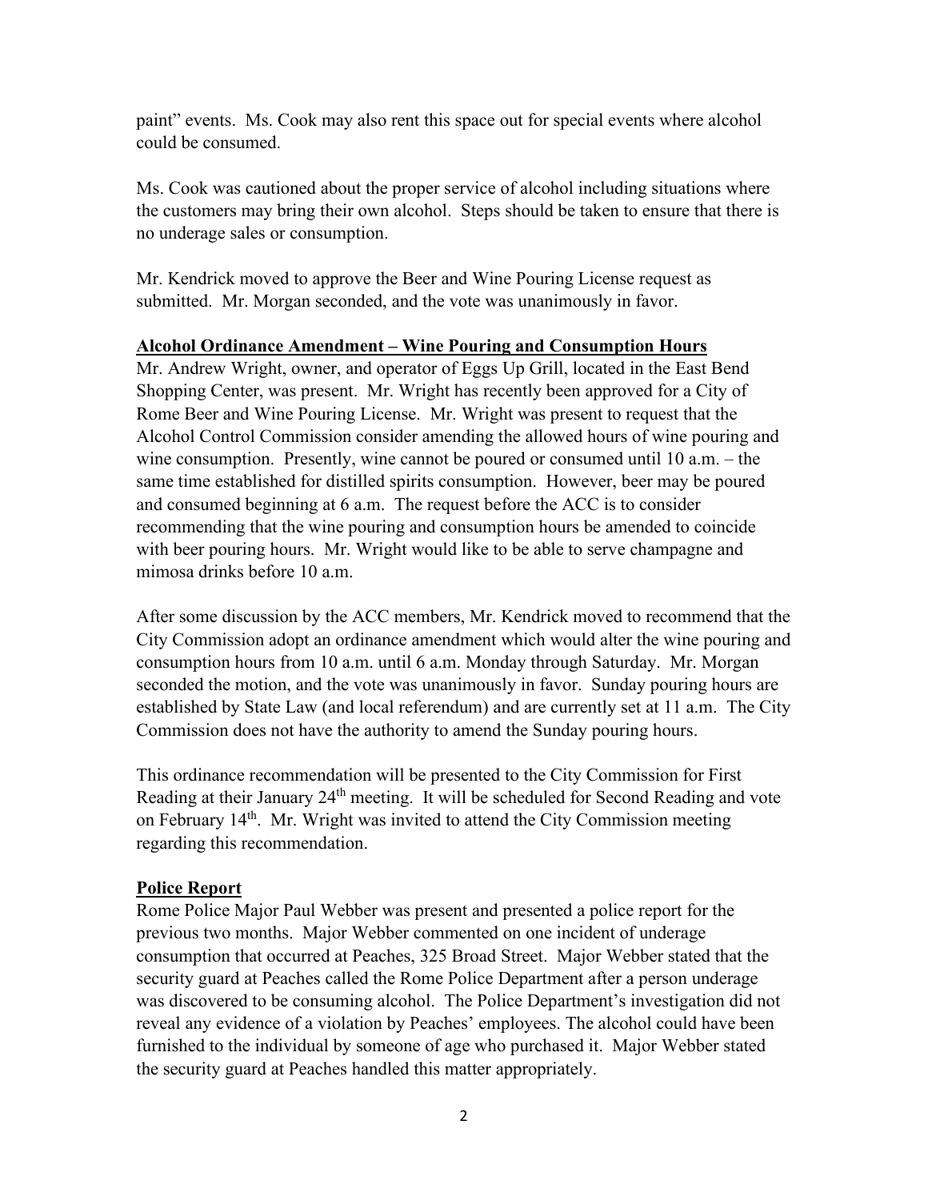paint" events. Ms. Cook may also rent this space out for special events where alcohol could be consumed.

Ms. Cook was cautioned about the proper service of alcohol including situations where the customers may bring their own alcohol. Steps should be taken to ensure that there is no underage sales or consumption.

Mr. Kendrick moved to approve the Beer and Wine Pouring License request as submitted. Mr. Morgan seconded, and the vote was unanimously in favor.

**Alcohol Ordinance Amendment – Wine Pouring and Consumption Hours**

Mr. Andrew Wright, owner, and operator of Eggs Up Grill, located in the East Bend Shopping Center, was present. Mr. Wright has recently been approved for a City of Rome Beer and Wine Pouring License. Mr. Wright was present to request that the Alcohol Control Commission consider amending the allowed hours of wine pouring and wine consumption. Presently, wine cannot be poured or consumed until 10 a.m. – the same time established for distilled spirits consumption. However, beer may be poured and consumed beginning at 6 a.m. The request before the ACC is to consider recommending that the wine pouring and consumption hours be amended to coincide with beer pouring hours. Mr. Wright would like to be able to serve champagne and mimosa drinks before 10 a.m.

After some discussion by the ACC members, Mr. Kendrick moved to recommend that the City Commission adopt an ordinance amendment which would alter the wine pouring and consumption hours from 10 a.m. until 6 a.m. Monday through Saturday. Mr. Morgan seconded the motion, and the vote was unanimously in favor. Sunday pouring hours are established by State Law (and local referendum) and are currently set at 11 a.m. The City Commission does not have the authority to amend the Sunday pouring hours.

This ordinance recommendation will be presented to the City Commission for First Reading at their January 24th meeting. It will be scheduled for Second Reading and vote on February 14th. Mr. Wright was invited to attend the City Commission meeting regarding this recommendation.

**Police Report**

Rome Police Major Paul Webber was present and presented a police report for the previous two months. Major Webber commented on one incident of underage consumption that occurred at Peaches, 325 Broad Street. Major Webber stated that the security guard at Peaches called the Rome Police Department after a person underage was discovered to be consuming alcohol. The Police Department's investigation did not reveal any evidence of a violation by Peaches' employees. The alcohol could have been furnished to the individual by someone of age who purchased it. Major Webber stated the security guard at Peaches handled this matter appropriately.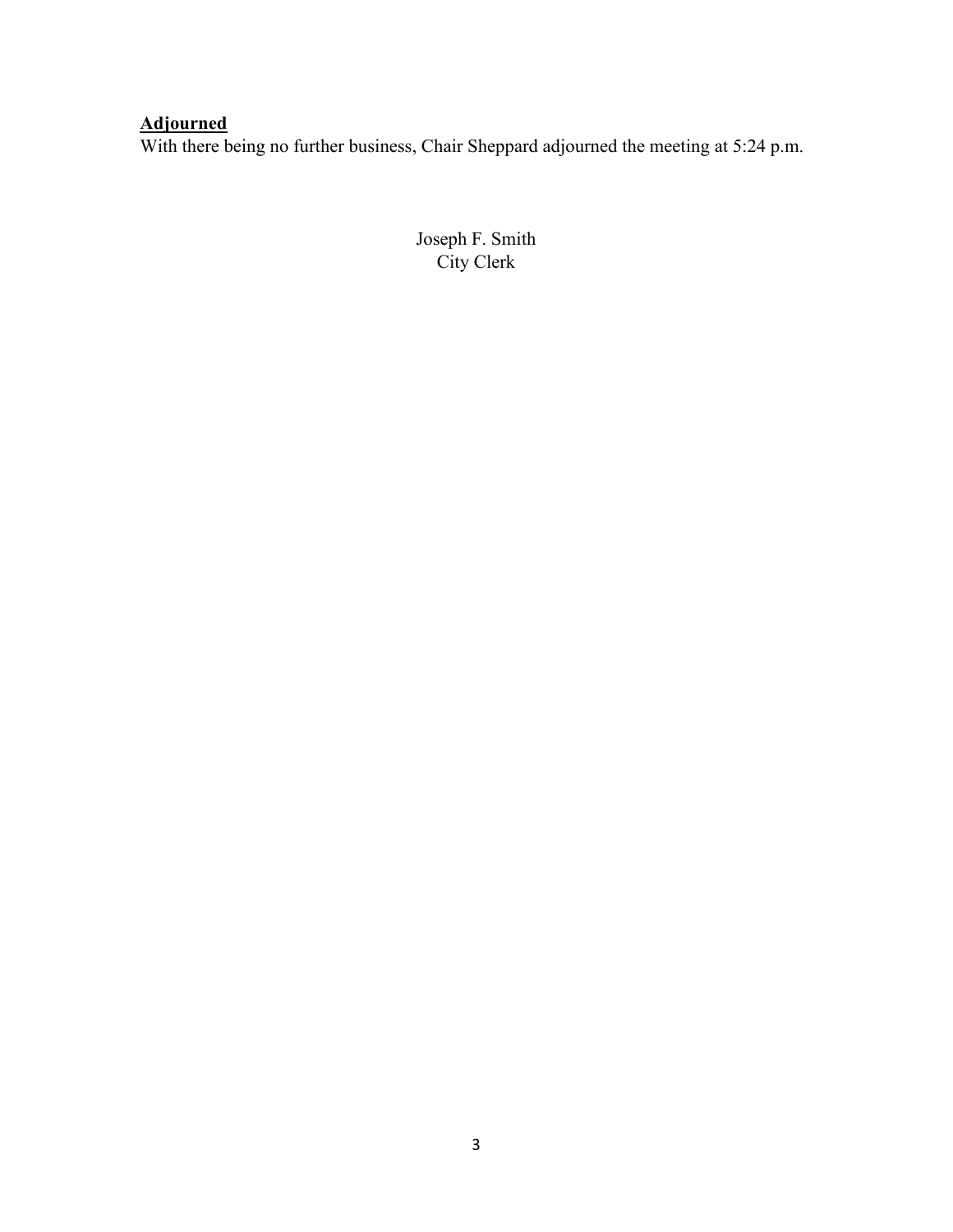**Adjourned**

With there being no further business, Chair Sheppard adjourned the meeting at 5:24 p.m.

Joseph F. Smith
City Clerk